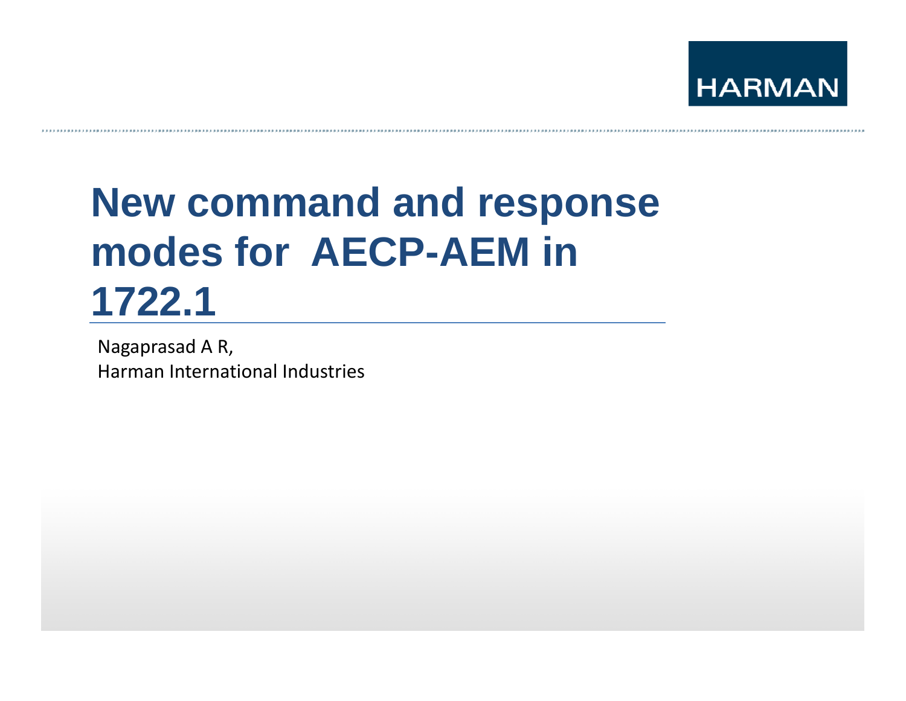HARMAN

# New command and response modes for AECP-AEM in 1722.1

Nagaprasad A R,
Harman International Industries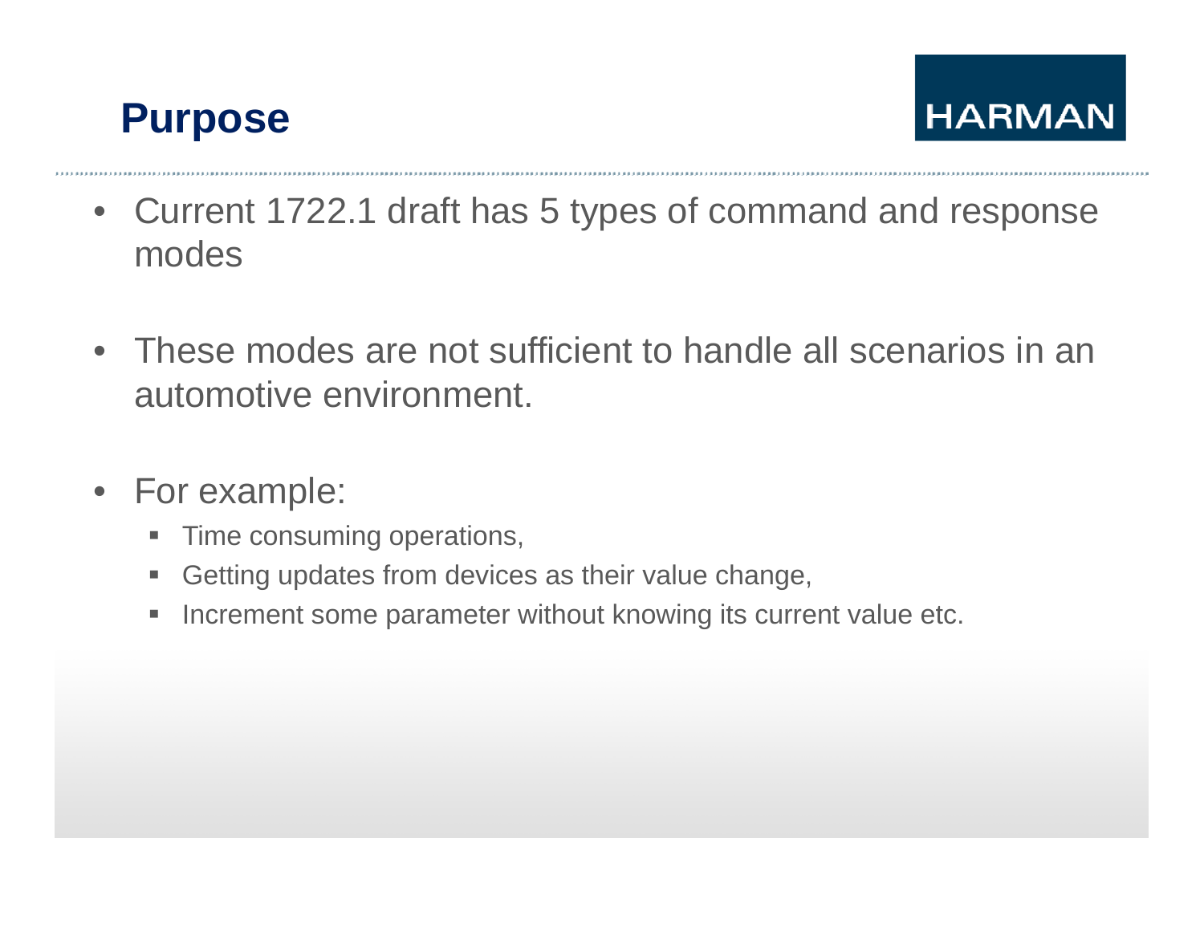# Purpose

- Current 1722.1 draft has 5 types of command and response modes
- These modes are not sufficient to handle all scenarios in an automotive environment.
- For example:
  - Time consuming operations,
  - Getting updates from devices as their value change,
  - Increment some parameter without knowing its current value etc.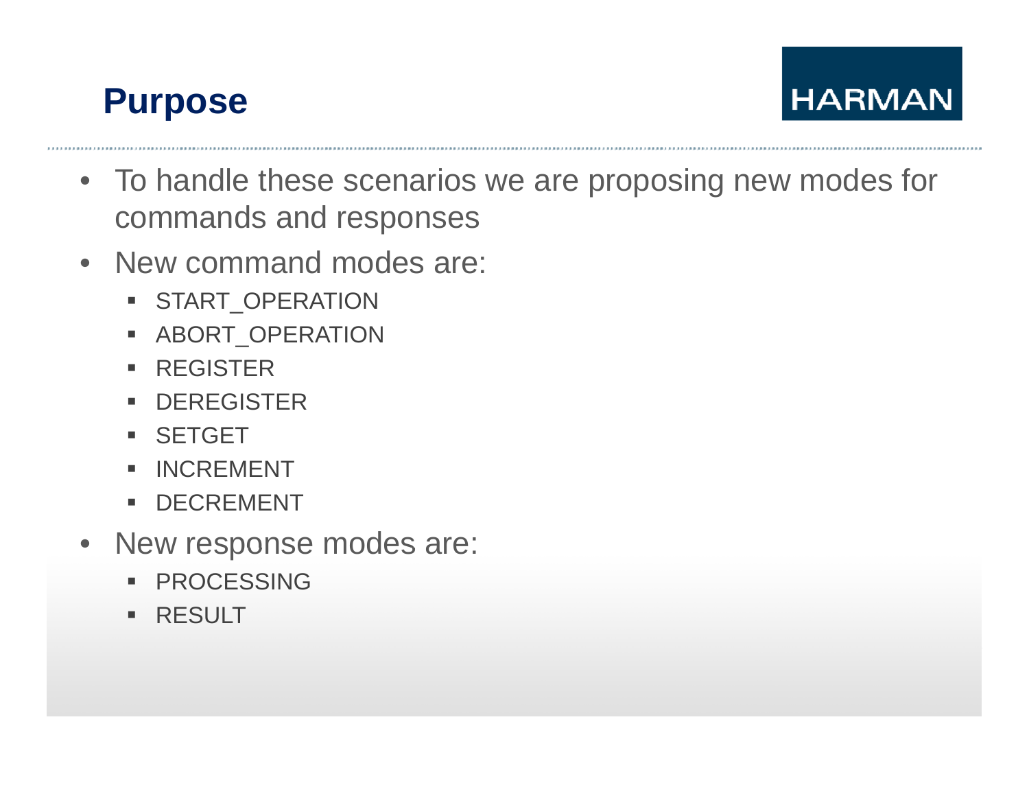# Purpose

- To handle these scenarios we are proposing new modes for commands and responses
- New command modes are:
  - START_OPERATION
  - ABORT_OPERATION
  - REGISTER
  - DEREGISTER
  - SETGET
  - INCREMENT
  - DECREMENT
- New response modes are:
  - PROCESSING
  - RESULT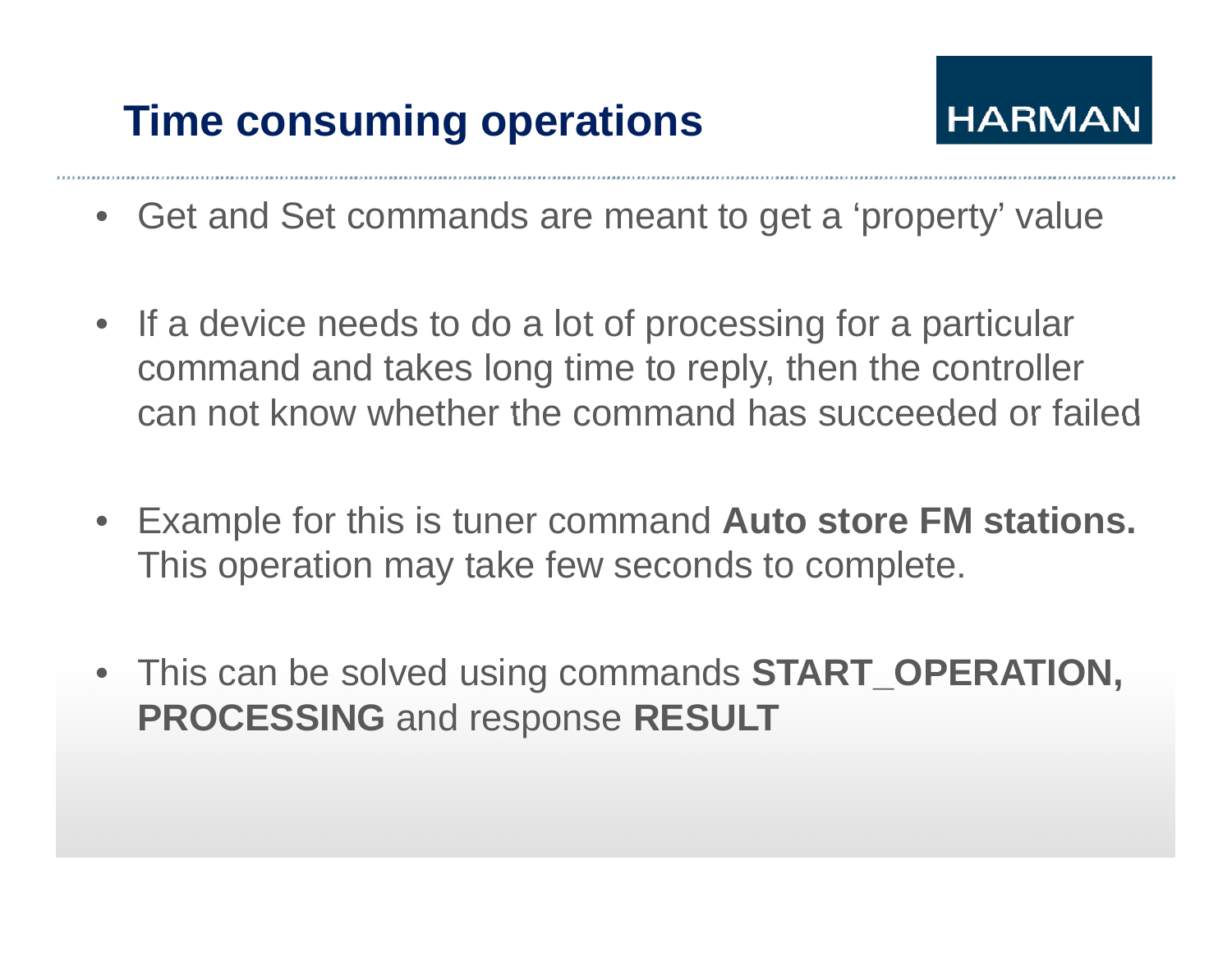# Time consuming operations

HARMAN

- Get and Set commands are meant to get a ‘property’ value
- If a device needs to do a lot of processing for a particular command and takes long time to reply, then the controller can not know whether the command has succeeded or failed
- Example for this is tuner command **Auto store FM stations.** This operation may take few seconds to complete.
- This can be solved using commands **START_OPERATION, PROCESSING** and response **RESULT**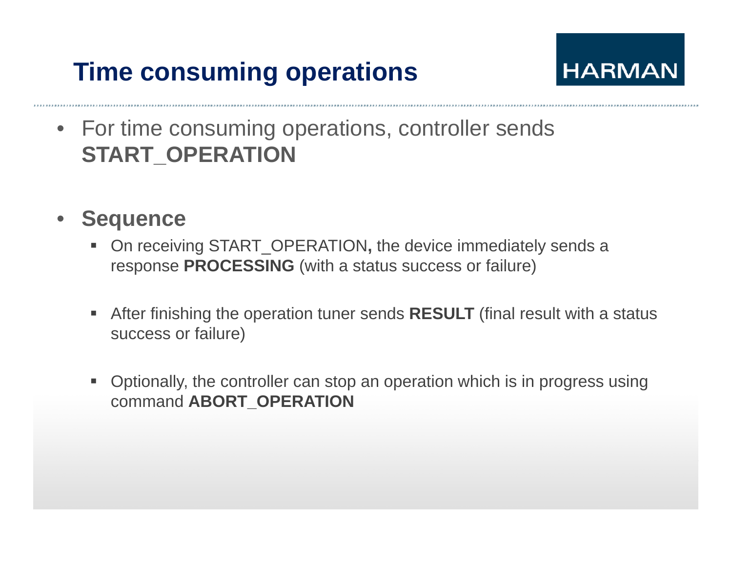# Time consuming operations

- For time consuming operations, controller sends **START_OPERATION**

- **Sequence**
  - On receiving START_OPERATION**,** the device immediately sends a response **PROCESSING** (with a status success or failure)
  - After finishing the operation tuner sends **RESULT** (final result with a status success or failure)
  - Optionally, the controller can stop an operation which is in progress using command **ABORT_OPERATION**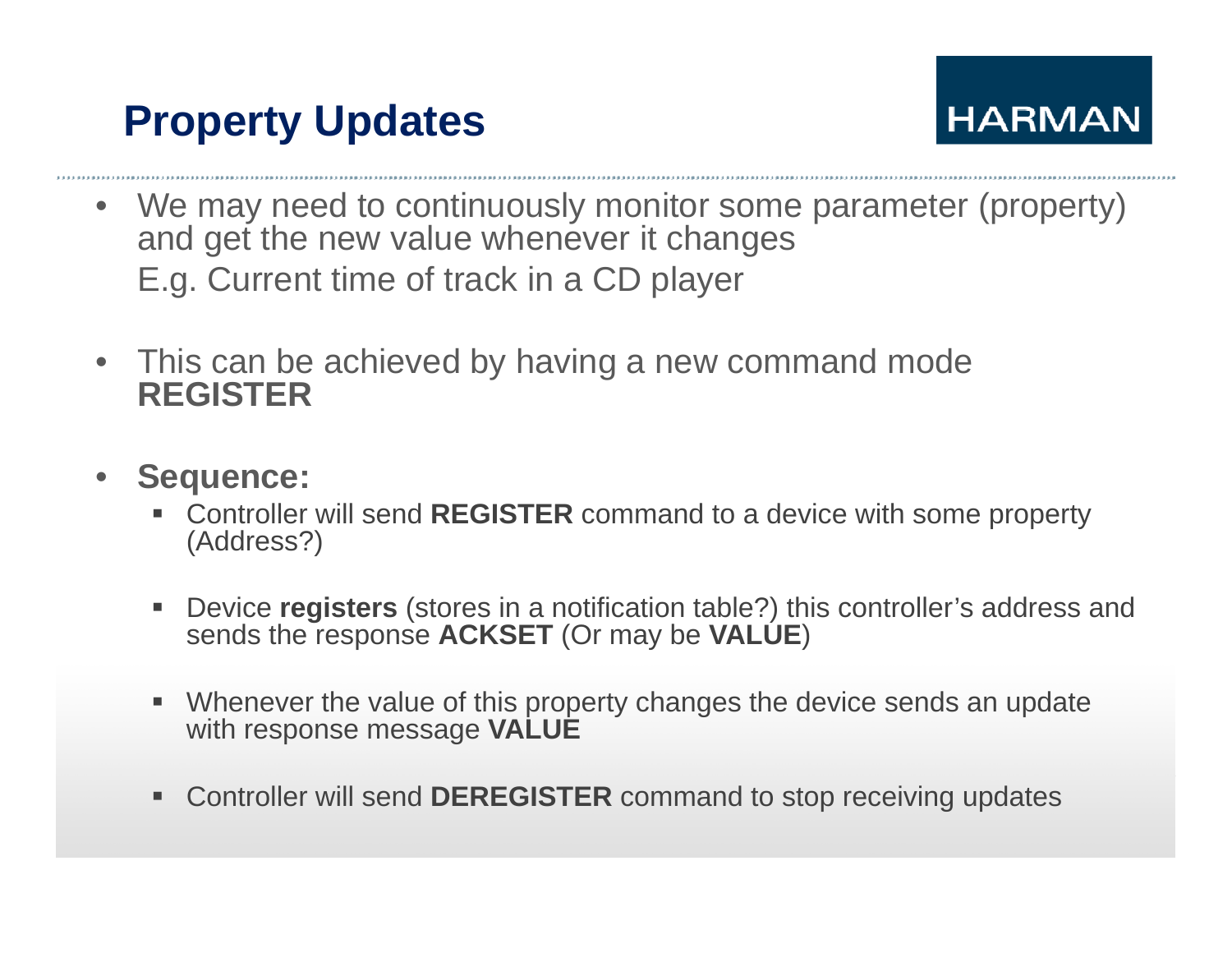# Property Updates

- We may need to continuously monitor some parameter (property) and get the new value whenever it changes
  E.g. Current time of track in a CD player
- This can be achieved by having a new command mode **REGISTER**
- **Sequence:**
  - Controller will send **REGISTER** command to a device with some property (Address?)
  - Device **registers** (stores in a notification table?) this controller's address and sends the response **ACKSET** (Or may be **VALUE**)
  - Whenever the value of this property changes the device sends an update with response message **VALUE**
  - Controller will send **DEREGISTER** command to stop receiving updates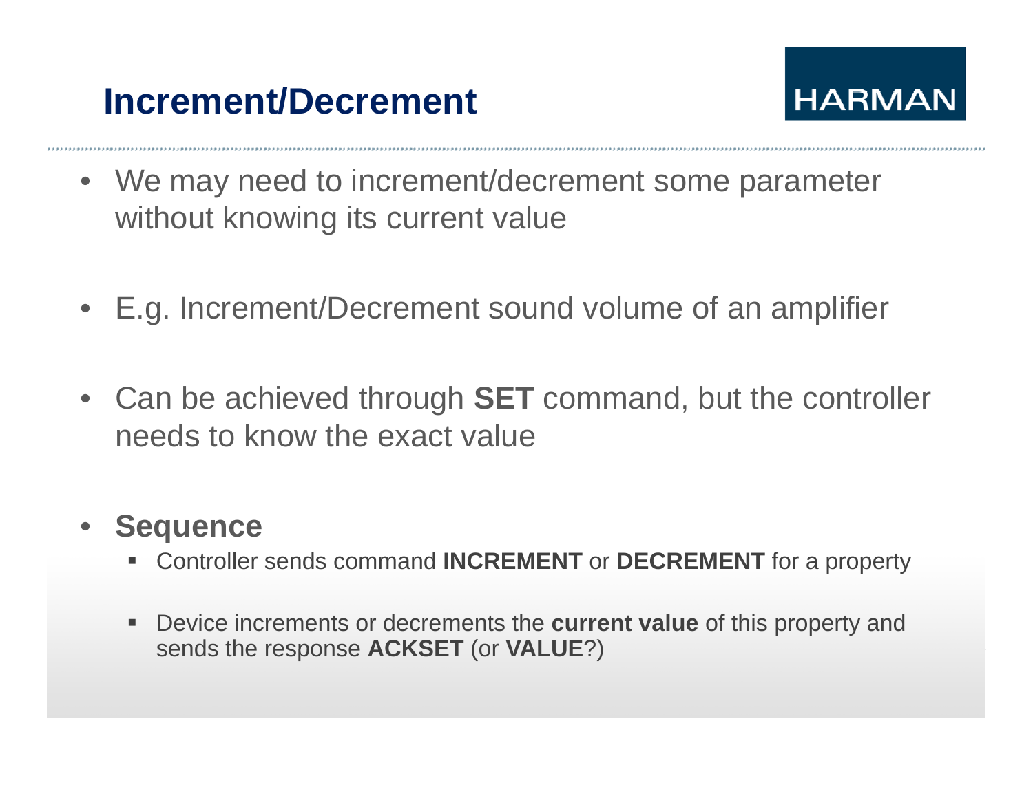# Increment/Decrement

- We may need to increment/decrement some parameter without knowing its current value

- E.g. Increment/Decrement sound volume of an amplifier

- Can be achieved through **SET** command, but the controller needs to know the exact value

- **Sequence**
  - Controller sends command **INCREMENT** or **DECREMENT** for a property
  - Device increments or decrements the **current value** of this property and sends the response **ACKSET** (or **VALUE**?)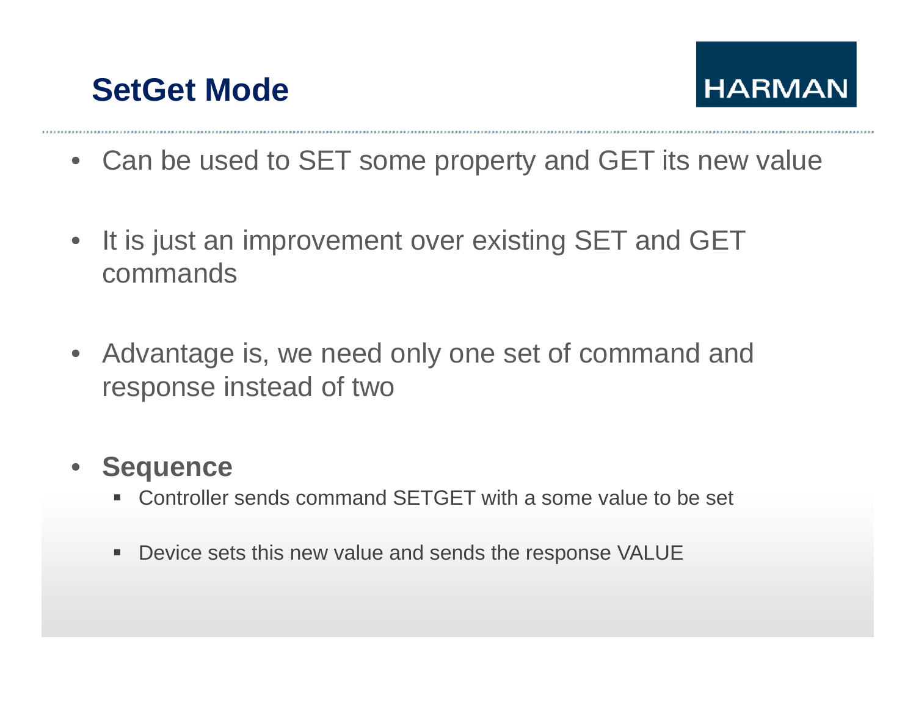# SetGet Mode

HARMAN

- Can be used to SET some property and GET its new value
- It is just an improvement over existing SET and GET commands
- Advantage is, we need only one set of command and response instead of two
- **Sequence**
  - Controller sends command SETGET with a some value to be set
  - Device sets this new value and sends the response VALUE